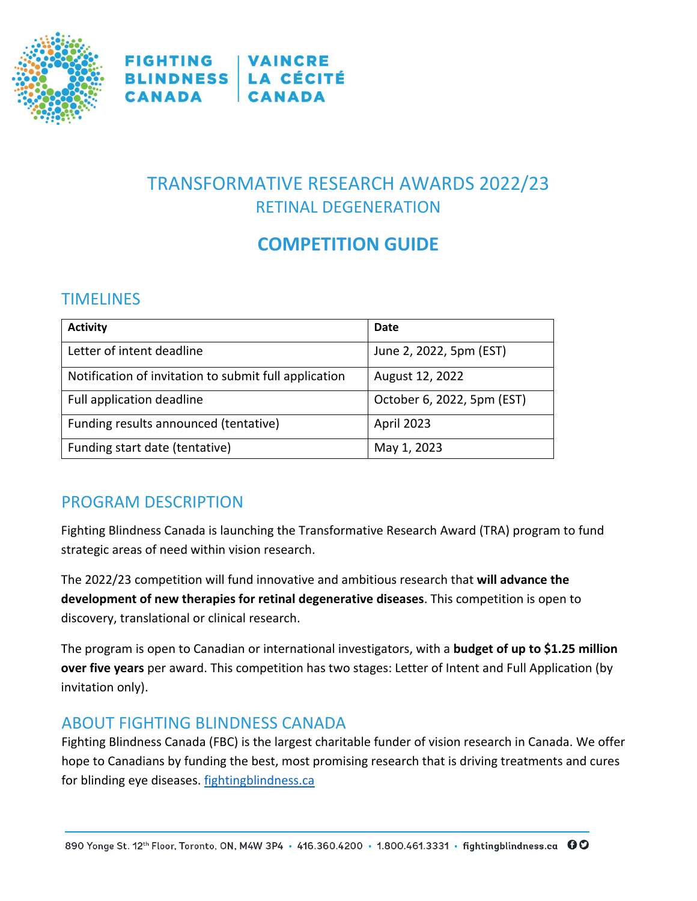FIGHTING BLINDNESS CANADA | VAINCRE LA CÉCITÉ CANADA

# TRANSFORMATIVE RESEARCH AWARDS 2022/23

## RETINAL DEGENERATION

## COMPETITION GUIDE

## TIMELINES

| Activity | Date |
|---|---|
| Letter of intent deadline | June 2, 2022, 5pm (EST) |
| Notification of invitation to submit full application | August 12, 2022 |
| Full application deadline | October 6, 2022, 5pm (EST) |
| Funding results announced (tentative) | April 2023 |
| Funding start date (tentative) | May 1, 2023 |

## PROGRAM DESCRIPTION

Fighting Blindness Canada is launching the Transformative Research Award (TRA) program to fund strategic areas of need within vision research.

The 2022/23 competition will fund innovative and ambitious research that **will advance the development of new therapies for retinal degenerative diseases**. This competition is open to discovery, translational or clinical research.

The program is open to Canadian or international investigators, with a **budget of up to $1.25 million over five years** per award. This competition has two stages: Letter of Intent and Full Application (by invitation only).

## ABOUT FIGHTING BLINDNESS CANADA

Fighting Blindness Canada (FBC) is the largest charitable funder of vision research in Canada. We offer hope to Canadians by funding the best, most promising research that is driving treatments and cures for blinding eye diseases. [fightingblindness.ca](https://fightingblindness.ca)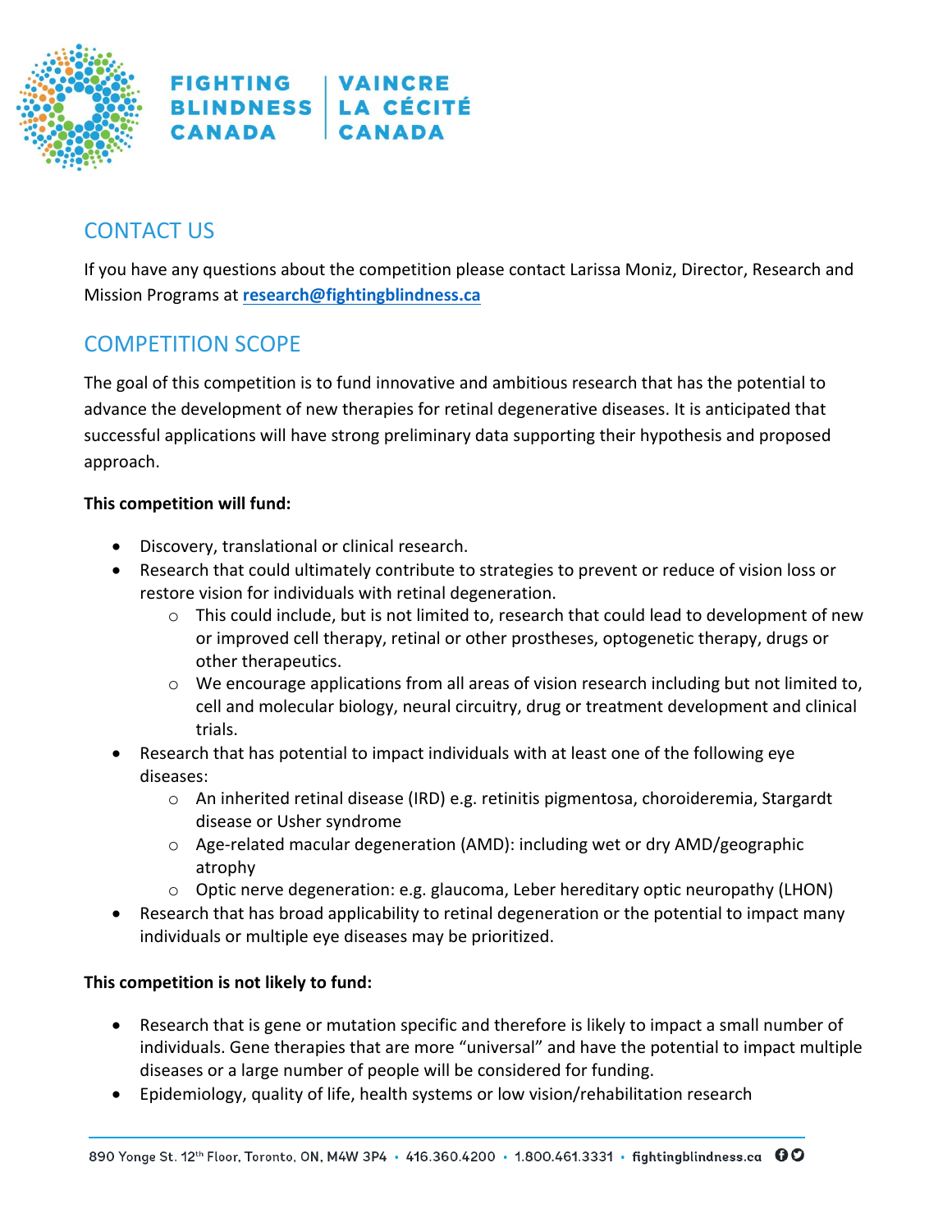## CONTACT US

If you have any questions about the competition please contact Larissa Moniz, Director, Research and Mission Programs at **research@fightingblindness.ca**

## COMPETITION SCOPE

The goal of this competition is to fund innovative and ambitious research that has the potential to advance the development of new therapies for retinal degenerative diseases. It is anticipated that successful applications will have strong preliminary data supporting their hypothesis and proposed approach.

**This competition will fund:**

- Discovery, translational or clinical research.
- Research that could ultimately contribute to strategies to prevent or reduce of vision loss or restore vision for individuals with retinal degeneration.
  - This could include, but is not limited to, research that could lead to development of new or improved cell therapy, retinal or other prostheses, optogenetic therapy, drugs or other therapeutics.
  - We encourage applications from all areas of vision research including but not limited to, cell and molecular biology, neural circuitry, drug or treatment development and clinical trials.
- Research that has potential to impact individuals with at least one of the following eye diseases:
  - An inherited retinal disease (IRD) e.g. retinitis pigmentosa, choroideremia, Stargardt disease or Usher syndrome
  - Age-related macular degeneration (AMD): including wet or dry AMD/geographic atrophy
  - Optic nerve degeneration: e.g. glaucoma, Leber hereditary optic neuropathy (LHON)
- Research that has broad applicability to retinal degeneration or the potential to impact many individuals or multiple eye diseases may be prioritized.

**This competition is not likely to fund:**

- Research that is gene or mutation specific and therefore is likely to impact a small number of individuals. Gene therapies that are more "universal" and have the potential to impact multiple diseases or a large number of people will be considered for funding.
- Epidemiology, quality of life, health systems or low vision/rehabilitation research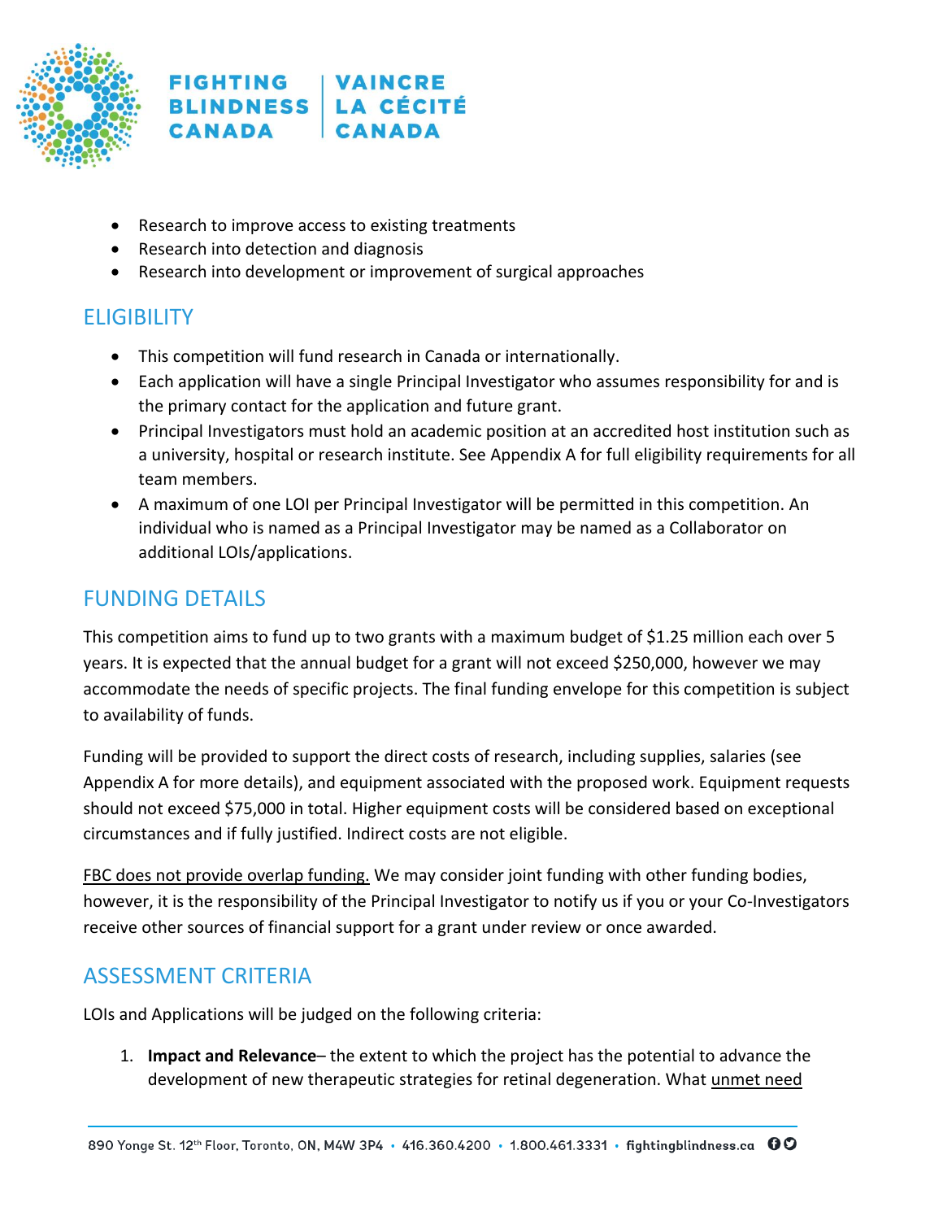- Research to improve access to existing treatments
- Research into detection and diagnosis
- Research into development or improvement of surgical approaches

## ELIGIBILITY

- This competition will fund research in Canada or internationally.
- Each application will have a single Principal Investigator who assumes responsibility for and is the primary contact for the application and future grant.
- Principal Investigators must hold an academic position at an accredited host institution such as a university, hospital or research institute. See Appendix A for full eligibility requirements for all team members.
- A maximum of one LOI per Principal Investigator will be permitted in this competition. An individual who is named as a Principal Investigator may be named as a Collaborator on additional LOIs/applications.

## FUNDING DETAILS

This competition aims to fund up to two grants with a maximum budget of $1.25 million each over 5 years. It is expected that the annual budget for a grant will not exceed $250,000, however we may accommodate the needs of specific projects. The final funding envelope for this competition is subject to availability of funds.

Funding will be provided to support the direct costs of research, including supplies, salaries (see Appendix A for more details), and equipment associated with the proposed work. Equipment requests should not exceed $75,000 in total. Higher equipment costs will be considered based on exceptional circumstances and if fully justified. Indirect costs are not eligible.

<u>FBC does not provide overlap funding.</u> We may consider joint funding with other funding bodies, however, it is the responsibility of the Principal Investigator to notify us if you or your Co-Investigators receive other sources of financial support for a grant under review or once awarded.

## ASSESSMENT CRITERIA

LOIs and Applications will be judged on the following criteria:

1. **Impact and Relevance**– the extent to which the project has the potential to advance the development of new therapeutic strategies for retinal degeneration. What <u>unmet need</u>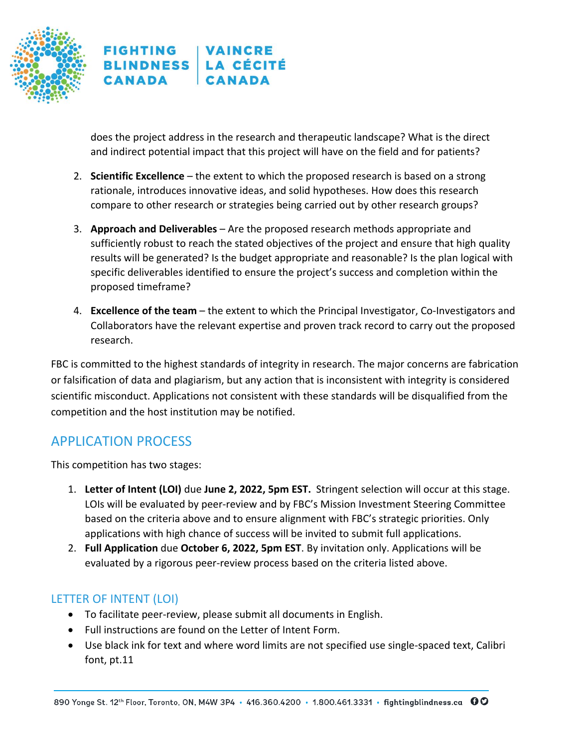does the project address in the research and therapeutic landscape? What is the direct and indirect potential impact that this project will have on the field and for patients?

2. **Scientific Excellence** – the extent to which the proposed research is based on a strong rationale, introduces innovative ideas, and solid hypotheses. How does this research compare to other research or strategies being carried out by other research groups?

3. **Approach and Deliverables** – Are the proposed research methods appropriate and sufficiently robust to reach the stated objectives of the project and ensure that high quality results will be generated? Is the budget appropriate and reasonable? Is the plan logical with specific deliverables identified to ensure the project's success and completion within the proposed timeframe?

4. **Excellence of the team** – the extent to which the Principal Investigator, Co-Investigators and Collaborators have the relevant expertise and proven track record to carry out the proposed research.

FBC is committed to the highest standards of integrity in research. The major concerns are fabrication or falsification of data and plagiarism, but any action that is inconsistent with integrity is considered scientific misconduct. Applications not consistent with these standards will be disqualified from the competition and the host institution may be notified.

## APPLICATION PROCESS

This competition has two stages:

1. **Letter of Intent (LOI)** due **June 2, 2022, 5pm EST.** Stringent selection will occur at this stage. LOIs will be evaluated by peer-review and by FBC's Mission Investment Steering Committee based on the criteria above and to ensure alignment with FBC's strategic priorities. Only applications with high chance of success will be invited to submit full applications.
2. **Full Application** due **October 6, 2022, 5pm EST**. By invitation only. Applications will be evaluated by a rigorous peer-review process based on the criteria listed above.

### LETTER OF INTENT (LOI)

- To facilitate peer-review, please submit all documents in English.
- Full instructions are found on the Letter of Intent Form.
- Use black ink for text and where word limits are not specified use single-spaced text, Calibri font, pt.11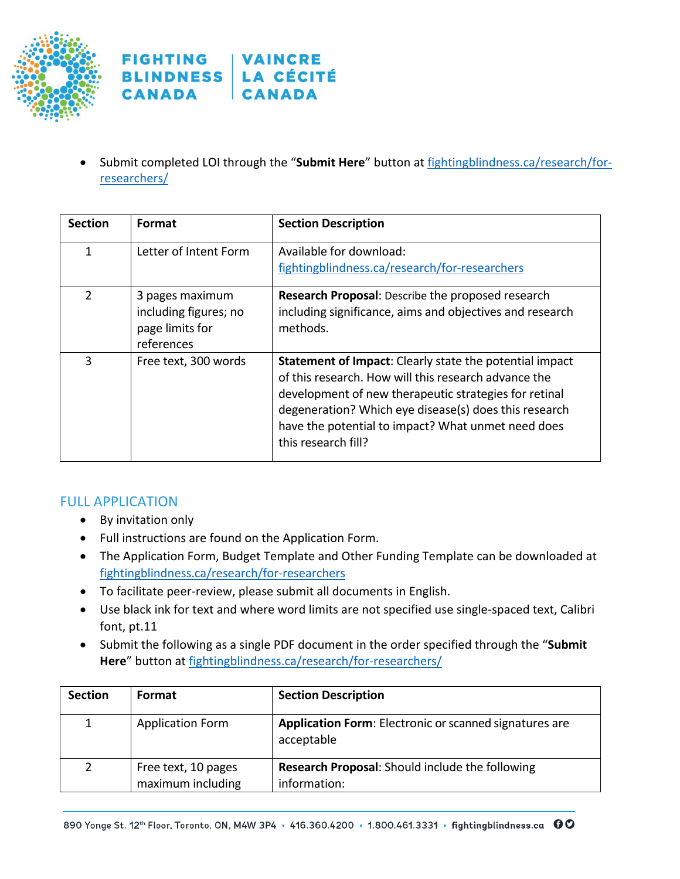- Submit completed LOI through the "**Submit Here**" button at fightingblindness.ca/research/for-researchers/

| Section | Format | Section Description |
|---|---|---|
| 1 | Letter of Intent Form | Available for download: fightingblindness.ca/research/for-researchers |
| 2 | 3 pages maximum including figures; no page limits for references | **Research Proposal**: Describe the proposed research including significance, aims and objectives and research methods. |
| 3 | Free text, 300 words | **Statement of Impact**: Clearly state the potential impact of this research. How will this research advance the development of new therapeutic strategies for retinal degeneration? Which eye disease(s) does this research have the potential to impact? What unmet need does this research fill? |

## FULL APPLICATION

- By invitation only
- Full instructions are found on the Application Form.
- The Application Form, Budget Template and Other Funding Template can be downloaded at fightingblindness.ca/research/for-researchers
- To facilitate peer-review, please submit all documents in English.
- Use black ink for text and where word limits are not specified use single-spaced text, Calibri font, pt.11
- Submit the following as a single PDF document in the order specified through the "**Submit Here**" button at fightingblindness.ca/research/for-researchers/

| Section | Format | Section Description |
|---|---|---|
| 1 | Application Form | **Application Form**: Electronic or scanned signatures are acceptable |
| 2 | Free text, 10 pages maximum including | **Research Proposal**: Should include the following information: |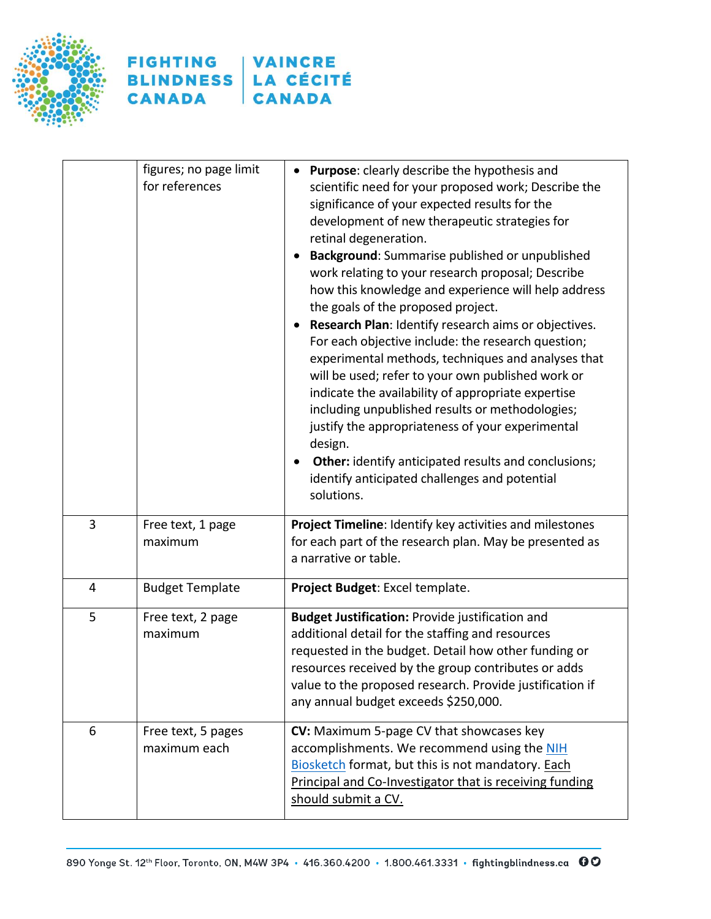|  |  |  |
|---|---|---|
|  | figures; no page limit for references | • **Purpose**: clearly describe the hypothesis and scientific need for your proposed work; Describe the significance of your expected results for the development of new therapeutic strategies for retinal degeneration.<br>• **Background**: Summarise published or unpublished work relating to your research proposal; Describe how this knowledge and experience will help address the goals of the proposed project.<br>• **Research Plan**: Identify research aims or objectives. For each objective include: the research question; experimental methods, techniques and analyses that will be used; refer to your own published work or indicate the availability of appropriate expertise including unpublished results or methodologies; justify the appropriateness of your experimental design.<br>• **Other:** identify anticipated results and conclusions; identify anticipated challenges and potential solutions. |
| 3 | Free text, 1 page maximum | **Project Timeline**: Identify key activities and milestones for each part of the research plan. May be presented as a narrative or table. |
| 4 | Budget Template | **Project Budget**: Excel template. |
| 5 | Free text, 2 page maximum | **Budget Justification:** Provide justification and additional detail for the staffing and resources requested in the budget. Detail how other funding or resources received by the group contributes or adds value to the proposed research. Provide justification if any annual budget exceeds $250,000. |
| 6 | Free text, 5 pages maximum each | **CV:** Maximum 5-page CV that showcases key accomplishments. We recommend using the NIH Biosketch format, but this is not mandatory. Each Principal and Co-Investigator that is receiving funding should submit a CV. |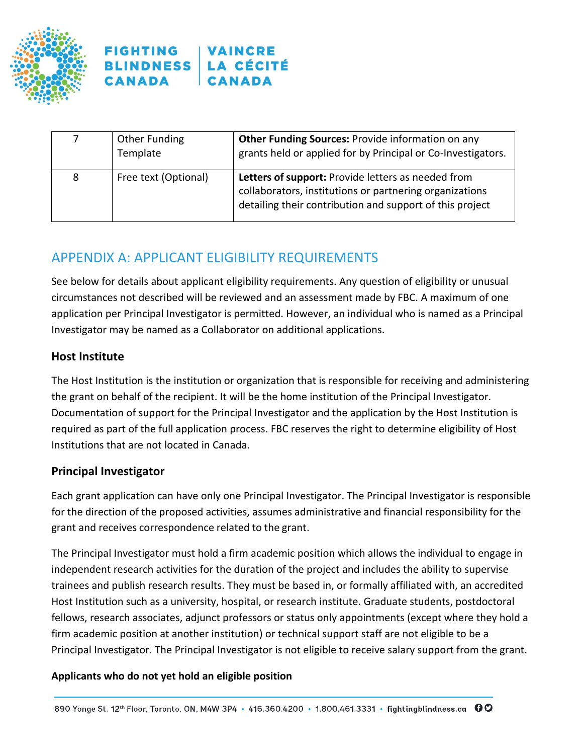| 7 | Other Funding Template | **Other Funding Sources:** Provide information on any grants held or applied for by Principal or Co-Investigators. |
|---|---|---|
| 8 | Free text (Optional) | **Letters of support:** Provide letters as needed from collaborators, institutions or partnering organizations detailing their contribution and support of this project |

## APPENDIX A: APPLICANT ELIGIBILITY REQUIREMENTS

See below for details about applicant eligibility requirements. Any question of eligibility or unusual circumstances not described will be reviewed and an assessment made by FBC. A maximum of one application per Principal Investigator is permitted. However, an individual who is named as a Principal Investigator may be named as a Collaborator on additional applications.

### Host Institute

The Host Institution is the institution or organization that is responsible for receiving and administering the grant on behalf of the recipient. It will be the home institution of the Principal Investigator. Documentation of support for the Principal Investigator and the application by the Host Institution is required as part of the full application process. FBC reserves the right to determine eligibility of Host Institutions that are not located in Canada.

### Principal Investigator

Each grant application can have only one Principal Investigator. The Principal Investigator is responsible for the direction of the proposed activities, assumes administrative and financial responsibility for the grant and receives correspondence related to the grant.

The Principal Investigator must hold a firm academic position which allows the individual to engage in independent research activities for the duration of the project and includes the ability to supervise trainees and publish research results. They must be based in, or formally affiliated with, an accredited Host Institution such as a university, hospital, or research institute. Graduate students, postdoctoral fellows, research associates, adjunct professors or status only appointments (except where they hold a firm academic position at another institution) or technical support staff are not eligible to be a Principal Investigator. The Principal Investigator is not eligible to receive salary support from the grant.

**Applicants who do not yet hold an eligible position**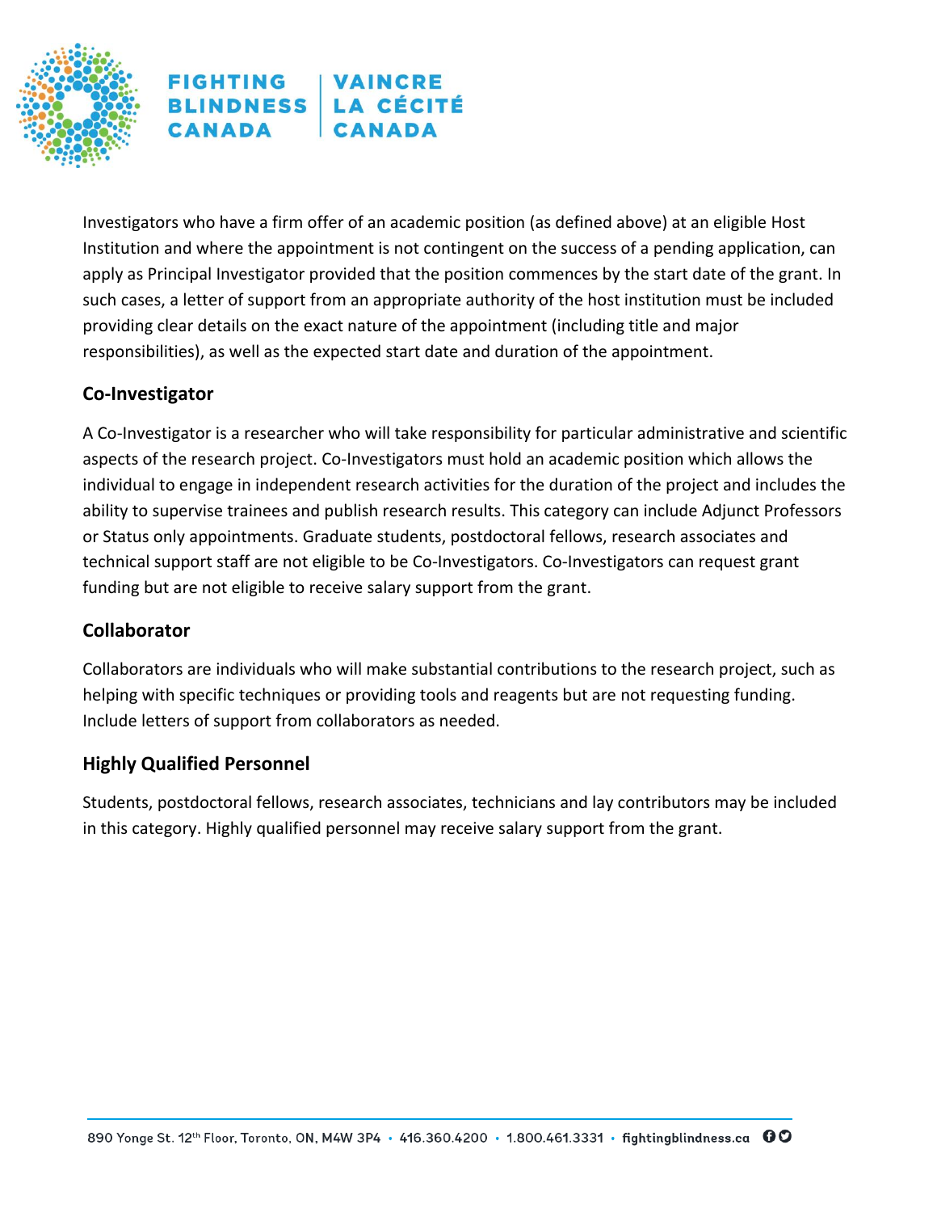Investigators who have a firm offer of an academic position (as defined above) at an eligible Host Institution and where the appointment is not contingent on the success of a pending application, can apply as Principal Investigator provided that the position commences by the start date of the grant. In such cases, a letter of support from an appropriate authority of the host institution must be included providing clear details on the exact nature of the appointment (including title and major responsibilities), as well as the expected start date and duration of the appointment.

### Co-Investigator

A Co-Investigator is a researcher who will take responsibility for particular administrative and scientific aspects of the research project. Co-Investigators must hold an academic position which allows the individual to engage in independent research activities for the duration of the project and includes the ability to supervise trainees and publish research results. This category can include Adjunct Professors or Status only appointments. Graduate students, postdoctoral fellows, research associates and technical support staff are not eligible to be Co-Investigators. Co-Investigators can request grant funding but are not eligible to receive salary support from the grant.

### Collaborator

Collaborators are individuals who will make substantial contributions to the research project, such as helping with specific techniques or providing tools and reagents but are not requesting funding. Include letters of support from collaborators as needed.

### Highly Qualified Personnel

Students, postdoctoral fellows, research associates, technicians and lay contributors may be included in this category. Highly qualified personnel may receive salary support from the grant.